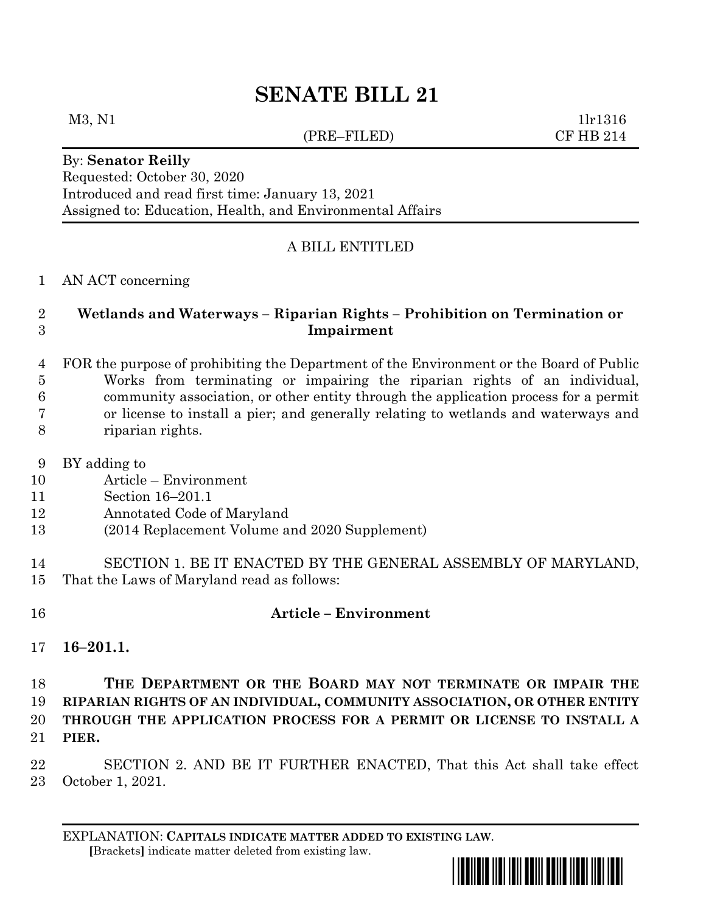# SENATE BILL 21

M3, N1 (PRE–FILED) 1lr1316
CF HB 214

By: **Senator Reilly**
Requested: October 30, 2020
Introduced and read first time: January 13, 2021
Assigned to: Education, Health, and Environmental Affairs

A BILL ENTITLED

AN ACT concerning

**Wetlands and Waterways – Riparian Rights – Prohibition on Termination or Impairment**

FOR the purpose of prohibiting the Department of the Environment or the Board of Public Works from terminating or impairing the riparian rights of an individual, community association, or other entity through the application process for a permit or license to install a pier; and generally relating to wetlands and waterways and riparian rights.

BY adding to
Article – Environment
Section 16–201.1
Annotated Code of Maryland
(2014 Replacement Volume and 2020 Supplement)

SECTION 1. BE IT ENACTED BY THE GENERAL ASSEMBLY OF MARYLAND, That the Laws of Maryland read as follows:

**Article – Environment**

**16–201.1.**

**THE DEPARTMENT OR THE BOARD MAY NOT TERMINATE OR IMPAIR THE RIPARIAN RIGHTS OF AN INDIVIDUAL, COMMUNITY ASSOCIATION, OR OTHER ENTITY THROUGH THE APPLICATION PROCESS FOR A PERMIT OR LICENSE TO INSTALL A PIER.**

SECTION 2. AND BE IT FURTHER ENACTED, That this Act shall take effect October 1, 2021.

EXPLANATION: **CAPITALS INDICATE MATTER ADDED TO EXISTING LAW**.
**[**Brackets**]** indicate matter deleted from existing law.